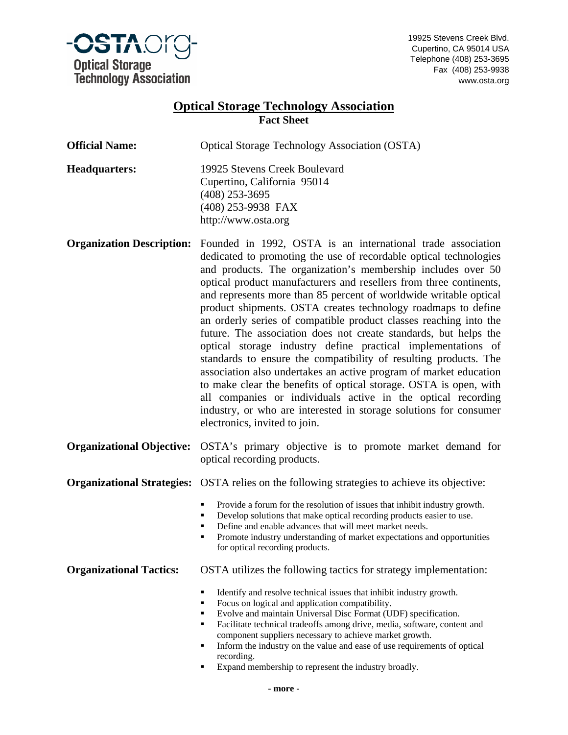**OSTA.org**
**Optical Storage Technology Association**

19925 Stevens Creek Blvd.
Cupertino, CA 95014 USA
Telephone (408) 253-3695
Fax (408) 253-9938
www.osta.org

# Optical Storage Technology Association

## Fact Sheet

**Official Name:** Optical Storage Technology Association (OSTA)

**Headquarters:**
19925 Stevens Creek Boulevard
Cupertino, California 95014
(408) 253-3695
(408) 253-9938 FAX
http://www.osta.org

**Organization Description:** Founded in 1992, OSTA is an international trade association dedicated to promoting the use of recordable optical technologies and products. The organization's membership includes over 50 optical product manufacturers and resellers from three continents, and represents more than 85 percent of worldwide writable optical product shipments. OSTA creates technology roadmaps to define an orderly series of compatible product classes reaching into the future. The association does not create standards, but helps the optical storage industry define practical implementations of standards to ensure the compatibility of resulting products. The association also undertakes an active program of market education to make clear the benefits of optical storage. OSTA is open, with all companies or individuals active in the optical recording industry, or who are interested in storage solutions for consumer electronics, invited to join.

**Organizational Objective:** OSTA's primary objective is to promote market demand for optical recording products.

**Organizational Strategies:** OSTA relies on the following strategies to achieve its objective:

- Provide a forum for the resolution of issues that inhibit industry growth.
- Develop solutions that make optical recording products easier to use.
- Define and enable advances that will meet market needs.
- Promote industry understanding of market expectations and opportunities for optical recording products.

**Organizational Tactics:** OSTA utilizes the following tactics for strategy implementation:

- Identify and resolve technical issues that inhibit industry growth.
- Focus on logical and application compatibility.
- Evolve and maintain Universal Disc Format (UDF) specification.
- Facilitate technical tradeoffs among drive, media, software, content and component suppliers necessary to achieve market growth.
- Inform the industry on the value and ease of use requirements of optical recording.
- Expand membership to represent the industry broadly.

- more -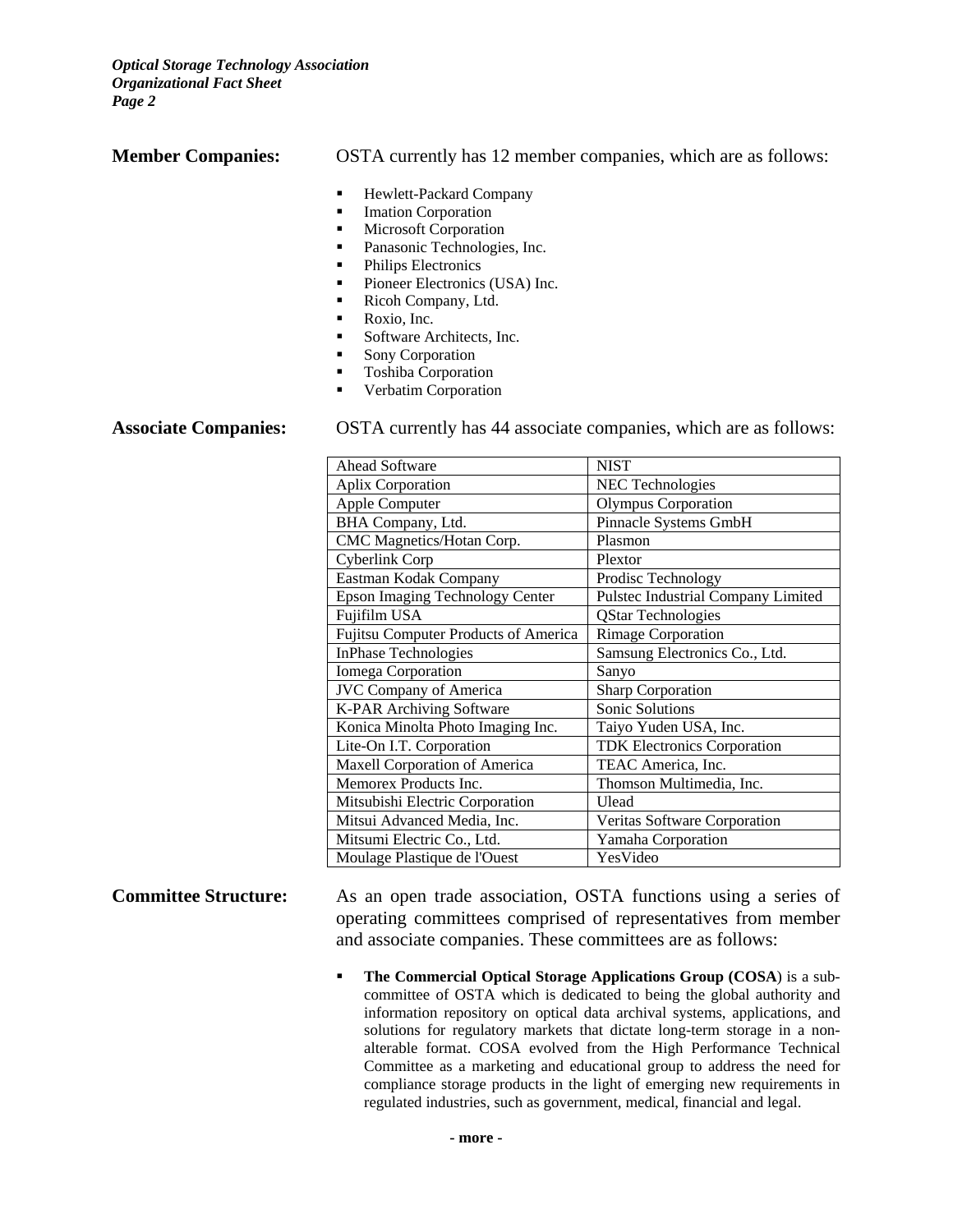**Member Companies:** OSTA currently has 12 member companies, which are as follows:

- Hewlett-Packard Company
- Imation Corporation
- Microsoft Corporation
- Panasonic Technologies, Inc.
- Philips Electronics
- Pioneer Electronics (USA) Inc.
- Ricoh Company, Ltd.
- Roxio, Inc.
- Software Architects, Inc.
- Sony Corporation
- Toshiba Corporation
- Verbatim Corporation

**Associate Companies:** OSTA currently has 44 associate companies, which are as follows:

| | |
|---|---|
| Ahead Software | NIST |
| Aplix Corporation | NEC Technologies |
| Apple Computer | Olympus Corporation |
| BHA Company, Ltd. | Pinnacle Systems GmbH |
| CMC Magnetics/Hotan Corp. | Plasmon |
| Cyberlink Corp | Plextor |
| Eastman Kodak Company | Prodisc Technology |
| Epson Imaging Technology Center | Pulstec Industrial Company Limited |
| Fujifilm USA | QStar Technologies |
| Fujitsu Computer Products of America | Rimage Corporation |
| InPhase Technologies | Samsung Electronics Co., Ltd. |
| Iomega Corporation | Sanyo |
| JVC Company of America | Sharp Corporation |
| K-PAR Archiving Software | Sonic Solutions |
| Konica Minolta Photo Imaging Inc. | Taiyo Yuden USA, Inc. |
| Lite-On I.T. Corporation | TDK Electronics Corporation |
| Maxell Corporation of America | TEAC America, Inc. |
| Memorex Products Inc. | Thomson Multimedia, Inc. |
| Mitsubishi Electric Corporation | Ulead |
| Mitsui Advanced Media, Inc. | Veritas Software Corporation |
| Mitsumi Electric Co., Ltd. | Yamaha Corporation |
| Moulage Plastique de l'Ouest | YesVideo |

**Committee Structure:** As an open trade association, OSTA functions using a series of operating committees comprised of representatives from member and associate companies. These committees are as follows:

- **The Commercial Optical Storage Applications Group (COSA**) is a sub-committee of OSTA which is dedicated to being the global authority and information repository on optical data archival systems, applications, and solutions for regulatory markets that dictate long-term storage in a non-alterable format. COSA evolved from the High Performance Technical Committee as a marketing and educational group to address the need for compliance storage products in the light of emerging new requirements in regulated industries, such as government, medical, financial and legal.

**- more -**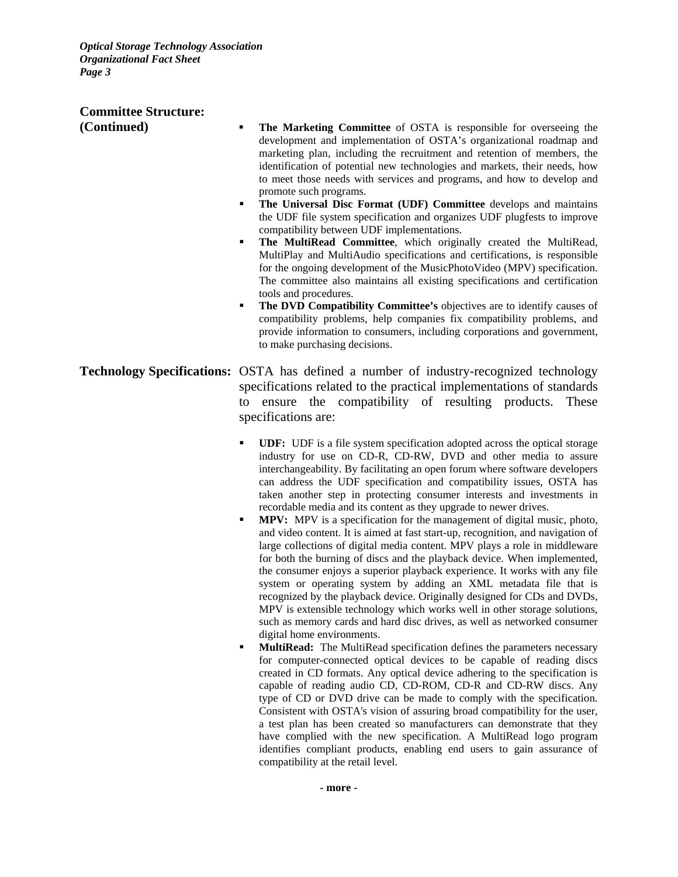## Committee Structure: (Continued)

- **The Marketing Committee** of OSTA is responsible for overseeing the development and implementation of OSTA's organizational roadmap and marketing plan, including the recruitment and retention of members, the identification of potential new technologies and markets, their needs, how to meet those needs with services and programs, and how to develop and promote such programs.
- **The Universal Disc Format (UDF) Committee** develops and maintains the UDF file system specification and organizes UDF plugfests to improve compatibility between UDF implementations.
- **The MultiRead Committee**, which originally created the MultiRead, MultiPlay and MultiAudio specifications and certifications, is responsible for the ongoing development of the MusicPhotoVideo (MPV) specification. The committee also maintains all existing specifications and certification tools and procedures.
- **The DVD Compatibility Committee's** objectives are to identify causes of compatibility problems, help companies fix compatibility problems, and provide information to consumers, including corporations and government, to make purchasing decisions.

## Technology Specifications:

OSTA has defined a number of industry-recognized technology specifications related to the practical implementations of standards to ensure the compatibility of resulting products. These specifications are:

- **UDF:** UDF is a file system specification adopted across the optical storage industry for use on CD-R, CD-RW, DVD and other media to assure interchangeability. By facilitating an open forum where software developers can address the UDF specification and compatibility issues, OSTA has taken another step in protecting consumer interests and investments in recordable media and its content as they upgrade to newer drives.
- **MPV:** MPV is a specification for the management of digital music, photo, and video content. It is aimed at fast start-up, recognition, and navigation of large collections of digital media content. MPV plays a role in middleware for both the burning of discs and the playback device. When implemented, the consumer enjoys a superior playback experience. It works with any file system or operating system by adding an XML metadata file that is recognized by the playback device. Originally designed for CDs and DVDs, MPV is extensible technology which works well in other storage solutions, such as memory cards and hard disc drives, as well as networked consumer digital home environments.
- **MultiRead:** The MultiRead specification defines the parameters necessary for computer-connected optical devices to be capable of reading discs created in CD formats. Any optical device adhering to the specification is capable of reading audio CD, CD-ROM, CD-R and CD-RW discs. Any type of CD or DVD drive can be made to comply with the specification. Consistent with OSTA's vision of assuring broad compatibility for the user, a test plan has been created so manufacturers can demonstrate that they have complied with the new specification. A MultiRead logo program identifies compliant products, enabling end users to gain assurance of compatibility at the retail level.

- more -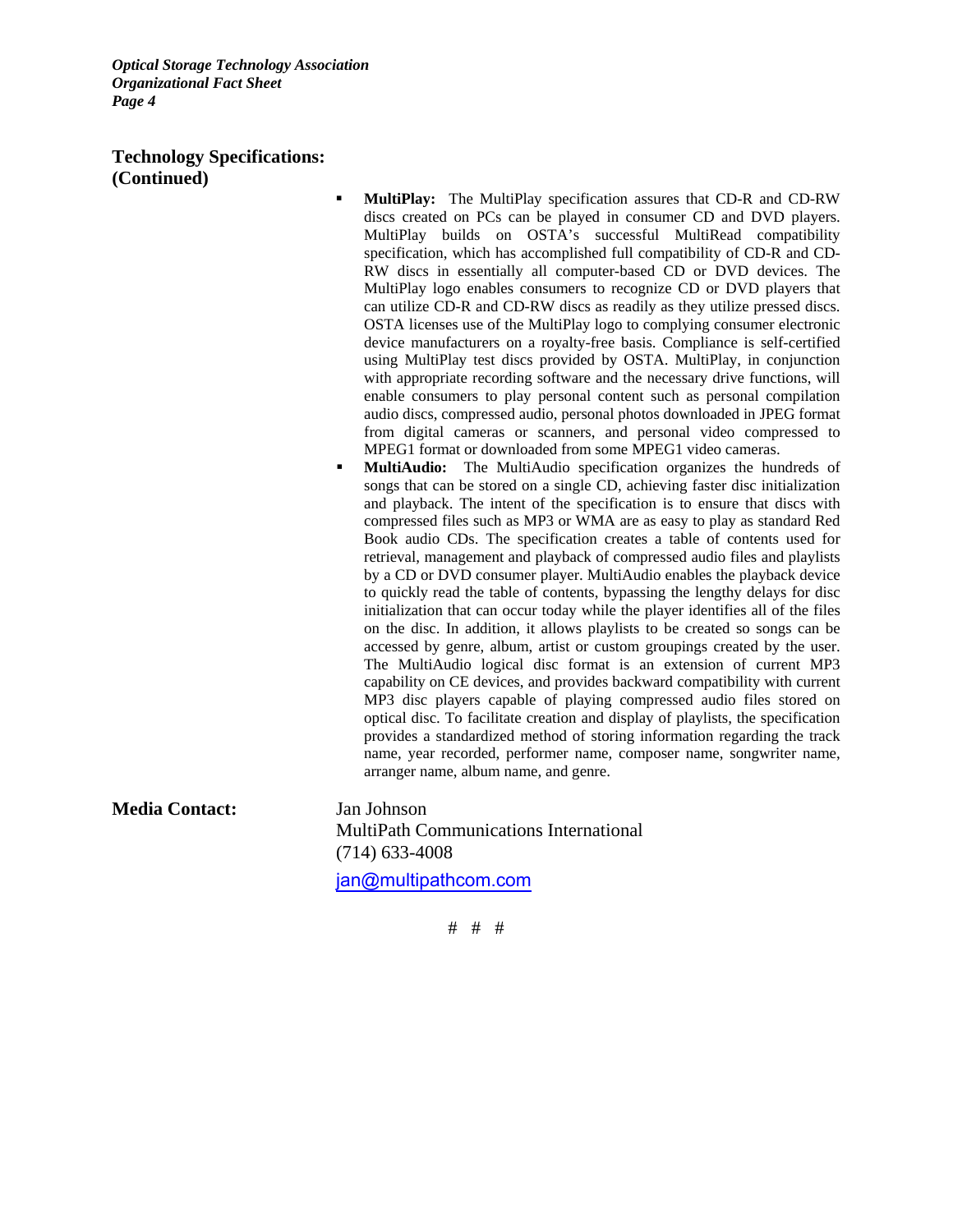## Technology Specifications: (Continued)

- **MultiPlay:** The MultiPlay specification assures that CD-R and CD-RW discs created on PCs can be played in consumer CD and DVD players. MultiPlay builds on OSTA's successful MultiRead compatibility specification, which has accomplished full compatibility of CD-R and CD-RW discs in essentially all computer-based CD or DVD devices. The MultiPlay logo enables consumers to recognize CD or DVD players that can utilize CD-R and CD-RW discs as readily as they utilize pressed discs. OSTA licenses use of the MultiPlay logo to complying consumer electronic device manufacturers on a royalty-free basis. Compliance is self-certified using MultiPlay test discs provided by OSTA. MultiPlay, in conjunction with appropriate recording software and the necessary drive functions, will enable consumers to play personal content such as personal compilation audio discs, compressed audio, personal photos downloaded in JPEG format from digital cameras or scanners, and personal video compressed to MPEG1 format or downloaded from some MPEG1 video cameras.
- **MultiAudio:** The MultiAudio specification organizes the hundreds of songs that can be stored on a single CD, achieving faster disc initialization and playback. The intent of the specification is to ensure that discs with compressed files such as MP3 or WMA are as easy to play as standard Red Book audio CDs. The specification creates a table of contents used for retrieval, management and playback of compressed audio files and playlists by a CD or DVD consumer player. MultiAudio enables the playback device to quickly read the table of contents, bypassing the lengthy delays for disc initialization that can occur today while the player identifies all of the files on the disc. In addition, it allows playlists to be created so songs can be accessed by genre, album, artist or custom groupings created by the user. The MultiAudio logical disc format is an extension of current MP3 capability on CE devices, and provides backward compatibility with current MP3 disc players capable of playing compressed audio files stored on optical disc. To facilitate creation and display of playlists, the specification provides a standardized method of storing information regarding the track name, year recorded, performer name, composer name, songwriter name, arranger name, album name, and genre.

**Media Contact:**

Jan Johnson
MultiPath Communications International
(714) 633-4008
jan@multipathcom.com

# # #